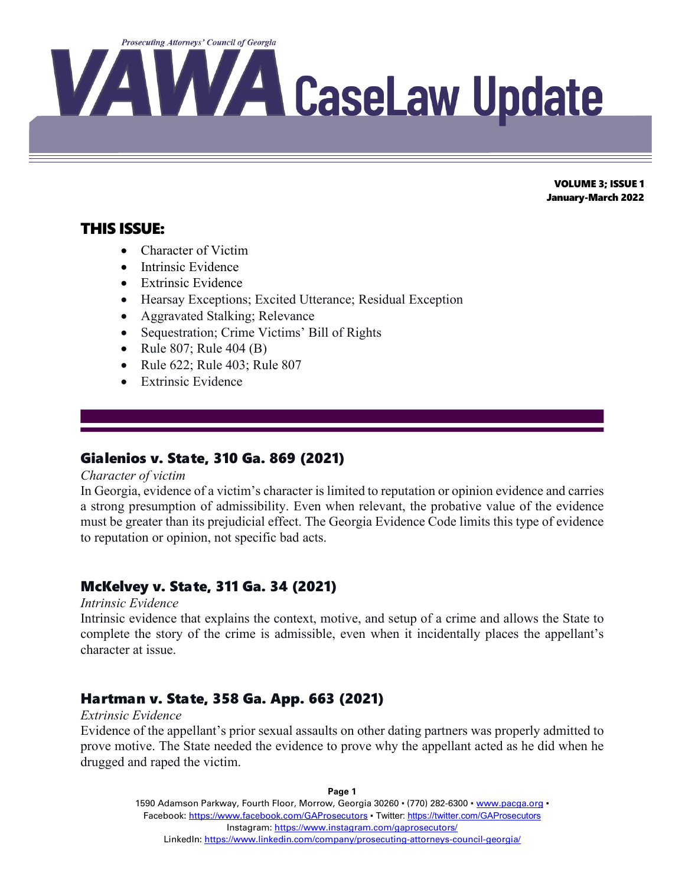Prosecuting Attorneys' Council of Georgia

# VAWA CaseLaw Update

**VOLUME 3; ISSUE 1**
**January-March 2022**

## THIS ISSUE:

- Character of Victim
- Intrinsic Evidence
- Extrinsic Evidence
- Hearsay Exceptions; Excited Utterance; Residual Exception
- Aggravated Stalking; Relevance
- Sequestration; Crime Victims' Bill of Rights
- Rule 807; Rule 404 (B)
- Rule 622; Rule 403; Rule 807
- Extrinsic Evidence

### Gialenios v. State, 310 Ga. 869 (2021)

*Character of victim*

In Georgia, evidence of a victim's character is limited to reputation or opinion evidence and carries a strong presumption of admissibility. Even when relevant, the probative value of the evidence must be greater than its prejudicial effect. The Georgia Evidence Code limits this type of evidence to reputation or opinion, not specific bad acts.

### McKelvey v. State, 311 Ga. 34 (2021)

*Intrinsic Evidence*

Intrinsic evidence that explains the context, motive, and setup of a crime and allows the State to complete the story of the crime is admissible, even when it incidentally places the appellant's character at issue.

### Hartman v. State, 358 Ga. App. 663 (2021)

*Extrinsic Evidence*

Evidence of the appellant's prior sexual assaults on other dating partners was properly admitted to prove motive. The State needed the evidence to prove why the appellant acted as he did when he drugged and raped the victim.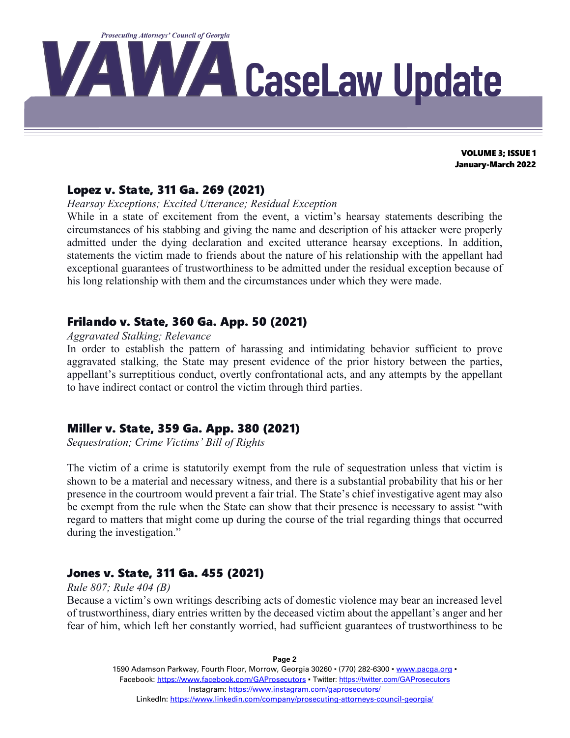## Lopez v. State, 311 Ga. 269 (2021)

*Hearsay Exceptions; Excited Utterance; Residual Exception*

While in a state of excitement from the event, a victim's hearsay statements describing the circumstances of his stabbing and giving the name and description of his attacker were properly admitted under the dying declaration and excited utterance hearsay exceptions. In addition, statements the victim made to friends about the nature of his relationship with the appellant had exceptional guarantees of trustworthiness to be admitted under the residual exception because of his long relationship with them and the circumstances under which they were made.

## Frilando v. State, 360 Ga. App. 50 (2021)

*Aggravated Stalking; Relevance*

In order to establish the pattern of harassing and intimidating behavior sufficient to prove aggravated stalking, the State may present evidence of the prior history between the parties, appellant's surreptitious conduct, overtly confrontational acts, and any attempts by the appellant to have indirect contact or control the victim through third parties.

## Miller v. State, 359 Ga. App. 380 (2021)

*Sequestration; Crime Victims' Bill of Rights*

The victim of a crime is statutorily exempt from the rule of sequestration unless that victim is shown to be a material and necessary witness, and there is a substantial probability that his or her presence in the courtroom would prevent a fair trial. The State's chief investigative agent may also be exempt from the rule when the State can show that their presence is necessary to assist "with regard to matters that might come up during the course of the trial regarding things that occurred during the investigation."

## Jones v. State, 311 Ga. 455 (2021)

*Rule 807; Rule 404 (B)*

Because a victim's own writings describing acts of domestic violence may bear an increased level of trustworthiness, diary entries written by the deceased victim about the appellant's anger and her fear of him, which left her constantly worried, had sufficient guarantees of trustworthiness to be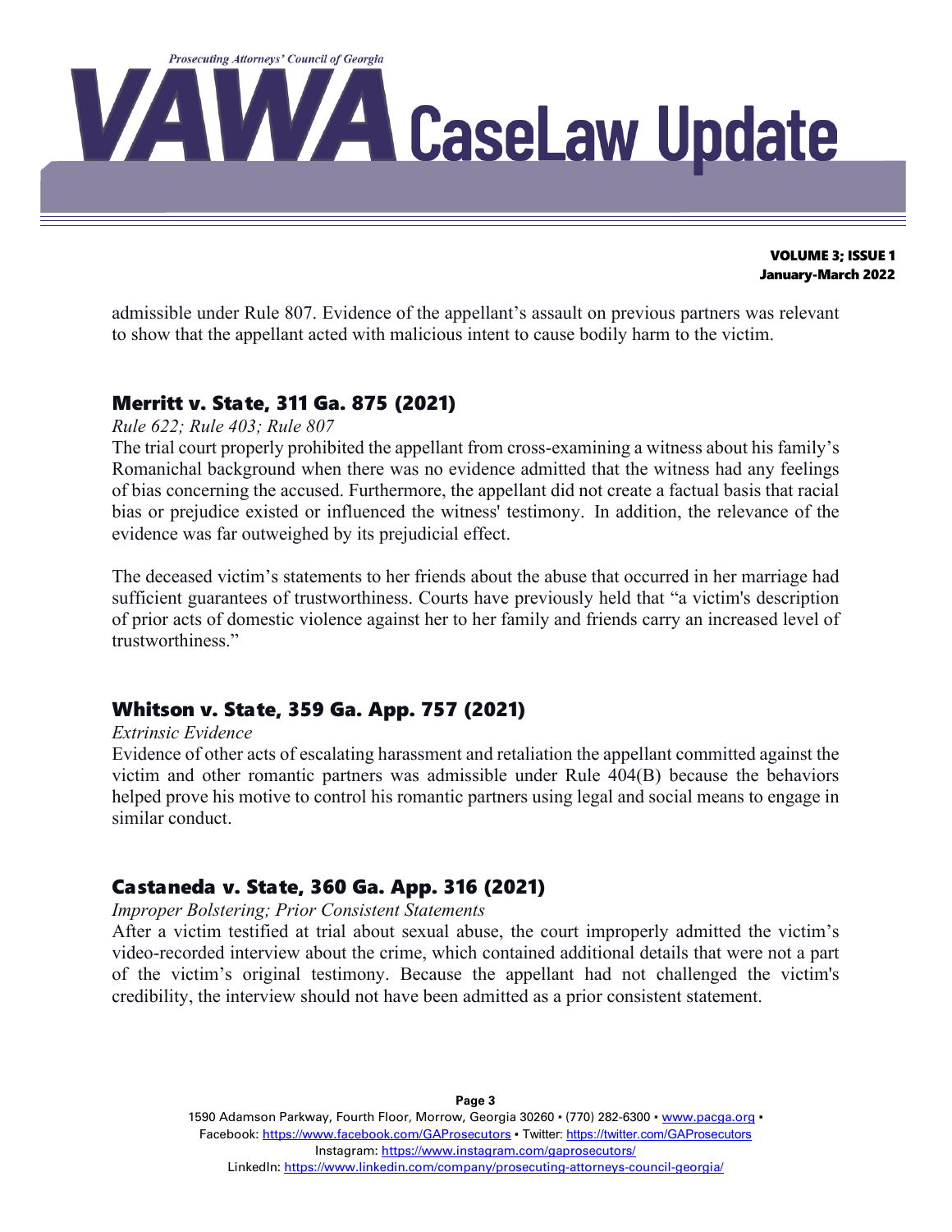admissible under Rule 807. Evidence of the appellant's assault on previous partners was relevant to show that the appellant acted with malicious intent to cause bodily harm to the victim.

## Merritt v. State, 311 Ga. 875 (2021)

*Rule 622; Rule 403; Rule 807*

The trial court properly prohibited the appellant from cross-examining a witness about his family's Romanichal background when there was no evidence admitted that the witness had any feelings of bias concerning the accused. Furthermore, the appellant did not create a factual basis that racial bias or prejudice existed or influenced the witness' testimony. In addition, the relevance of the evidence was far outweighed by its prejudicial effect.

The deceased victim's statements to her friends about the abuse that occurred in her marriage had sufficient guarantees of trustworthiness. Courts have previously held that "a victim's description of prior acts of domestic violence against her to her family and friends carry an increased level of trustworthiness."

## Whitson v. State, 359 Ga. App. 757 (2021)

*Extrinsic Evidence*

Evidence of other acts of escalating harassment and retaliation the appellant committed against the victim and other romantic partners was admissible under Rule 404(B) because the behaviors helped prove his motive to control his romantic partners using legal and social means to engage in similar conduct.

## Castaneda v. State, 360 Ga. App. 316 (2021)

*Improper Bolstering; Prior Consistent Statements*

After a victim testified at trial about sexual abuse, the court improperly admitted the victim's video-recorded interview about the crime, which contained additional details that were not a part of the victim's original testimony. Because the appellant had not challenged the victim's credibility, the interview should not have been admitted as a prior consistent statement.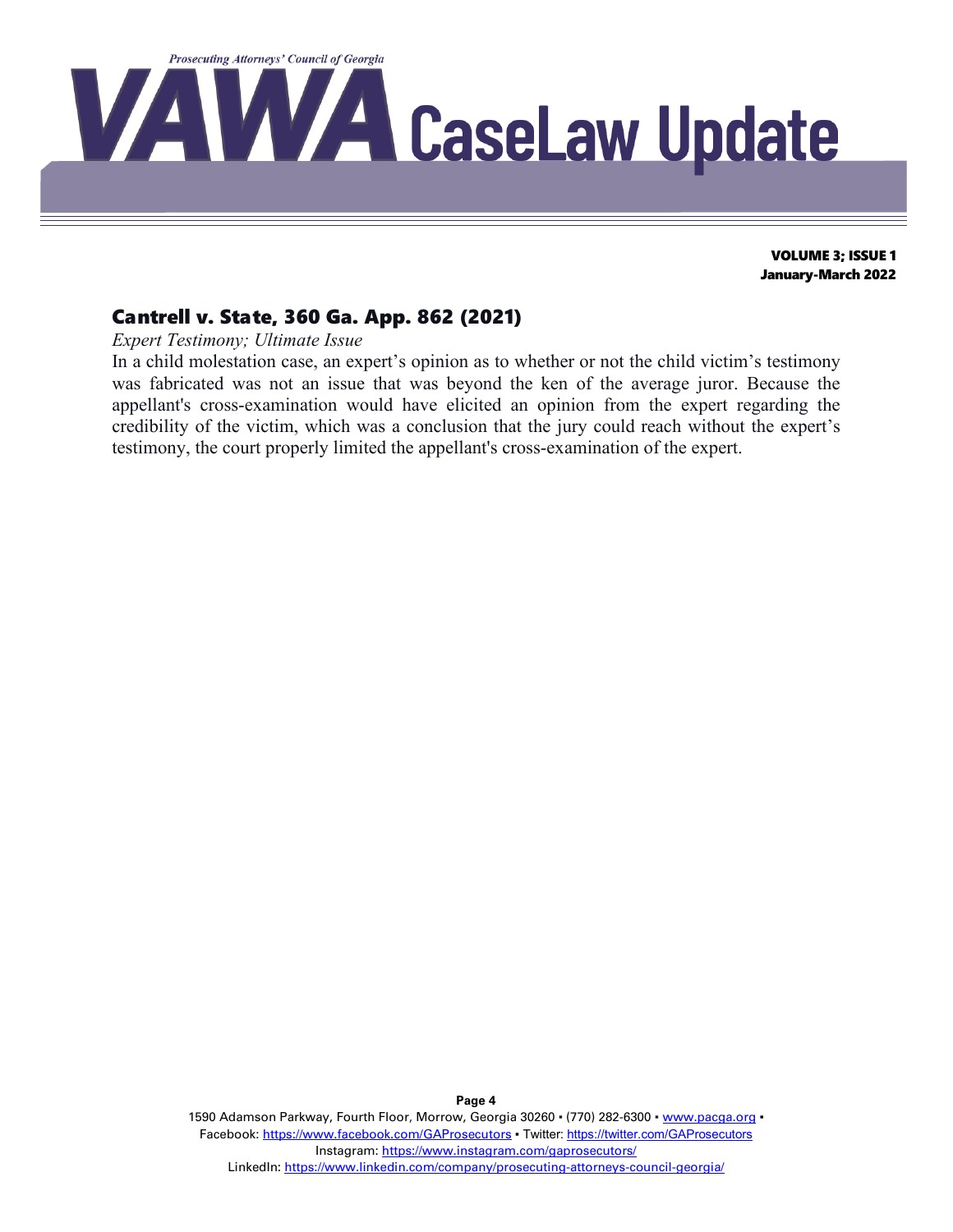## Cantrell v. State, 360 Ga. App. 862 (2021)

*Expert Testimony; Ultimate Issue*

In a child molestation case, an expert's opinion as to whether or not the child victim's testimony was fabricated was not an issue that was beyond the ken of the average juror. Because the appellant's cross-examination would have elicited an opinion from the expert regarding the credibility of the victim, which was a conclusion that the jury could reach without the expert's testimony, the court properly limited the appellant's cross-examination of the expert.